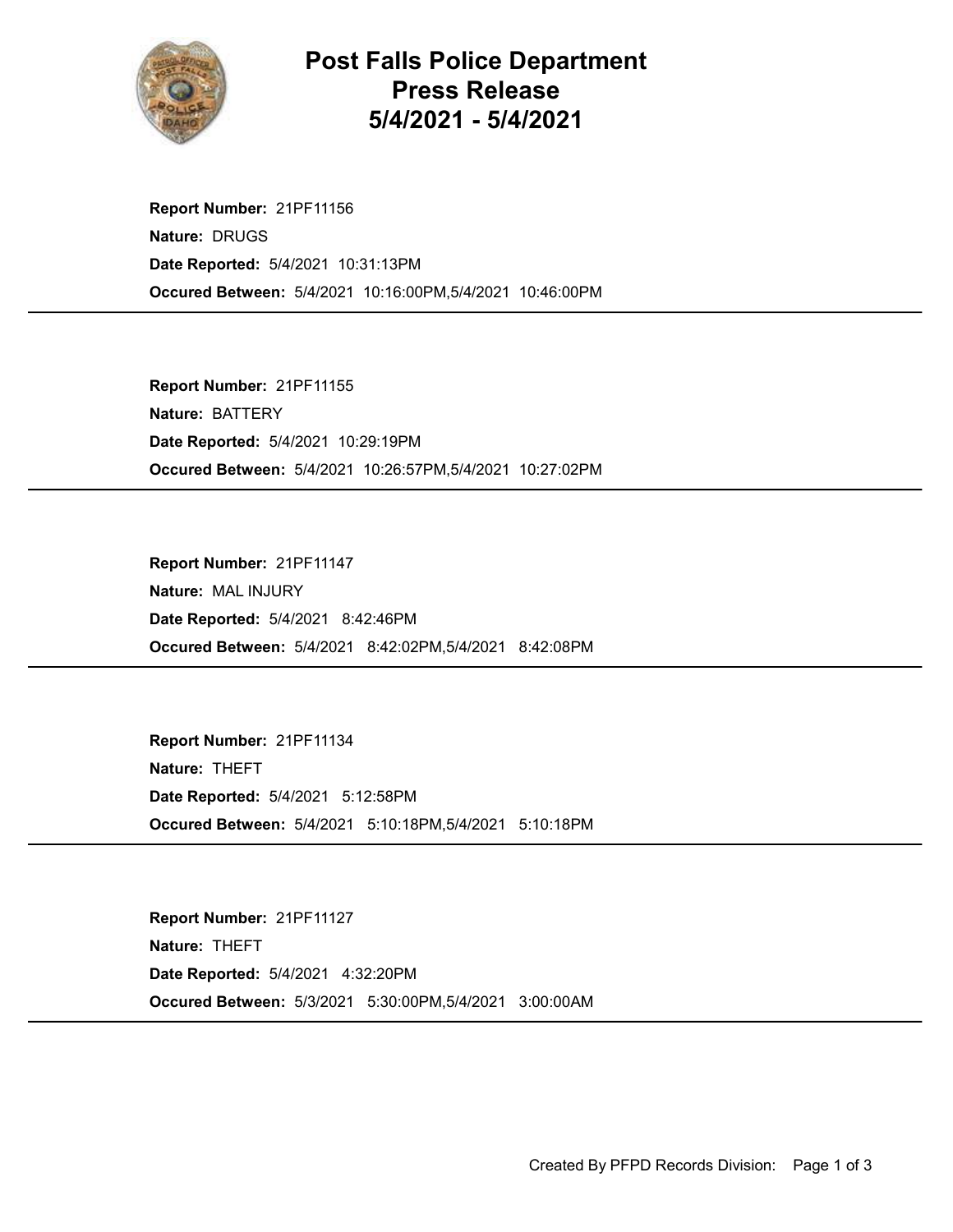# Post Falls Police Department Press Release 5/4/2021 - 5/4/2021

**Report Number:** 21PF11156
**Nature:** DRUGS
**Date Reported:** 5/4/2021 10:31:13PM
**Occured Between:** 5/4/2021 10:16:00PM,5/4/2021 10:46:00PM

---

**Report Number:** 21PF11155
**Nature:** BATTERY
**Date Reported:** 5/4/2021 10:29:19PM
**Occured Between:** 5/4/2021 10:26:57PM,5/4/2021 10:27:02PM

---

**Report Number:** 21PF11147
**Nature:** MAL INJURY
**Date Reported:** 5/4/2021 8:42:46PM
**Occured Between:** 5/4/2021 8:42:02PM,5/4/2021 8:42:08PM

---

**Report Number:** 21PF11134
**Nature:** THEFT
**Date Reported:** 5/4/2021 5:12:58PM
**Occured Between:** 5/4/2021 5:10:18PM,5/4/2021 5:10:18PM

---

**Report Number:** 21PF11127
**Nature:** THEFT
**Date Reported:** 5/4/2021 4:32:20PM
**Occured Between:** 5/3/2021 5:30:00PM,5/4/2021 3:00:00AM

---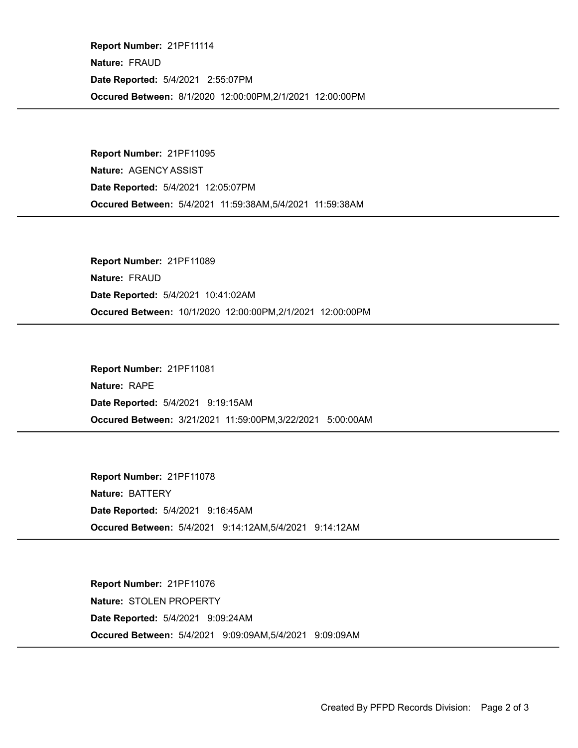**Report Number:** 21PF11114

**Nature:** FRAUD

**Date Reported:** 5/4/2021 2:55:07PM

**Occured Between:** 8/1/2020 12:00:00PM,2/1/2021 12:00:00PM

---

**Report Number:** 21PF11095

**Nature:** AGENCY ASSIST

**Date Reported:** 5/4/2021 12:05:07PM

**Occured Between:** 5/4/2021 11:59:38AM,5/4/2021 11:59:38AM

---

**Report Number:** 21PF11089

**Nature:** FRAUD

**Date Reported:** 5/4/2021 10:41:02AM

**Occured Between:** 10/1/2020 12:00:00PM,2/1/2021 12:00:00PM

---

**Report Number:** 21PF11081

**Nature:** RAPE

**Date Reported:** 5/4/2021 9:19:15AM

**Occured Between:** 3/21/2021 11:59:00PM,3/22/2021 5:00:00AM

---

**Report Number:** 21PF11078

**Nature:** BATTERY

**Date Reported:** 5/4/2021 9:16:45AM

**Occured Between:** 5/4/2021 9:14:12AM,5/4/2021 9:14:12AM

---

**Report Number:** 21PF11076

**Nature:** STOLEN PROPERTY

**Date Reported:** 5/4/2021 9:09:24AM

**Occured Between:** 5/4/2021 9:09:09AM,5/4/2021 9:09:09AM

---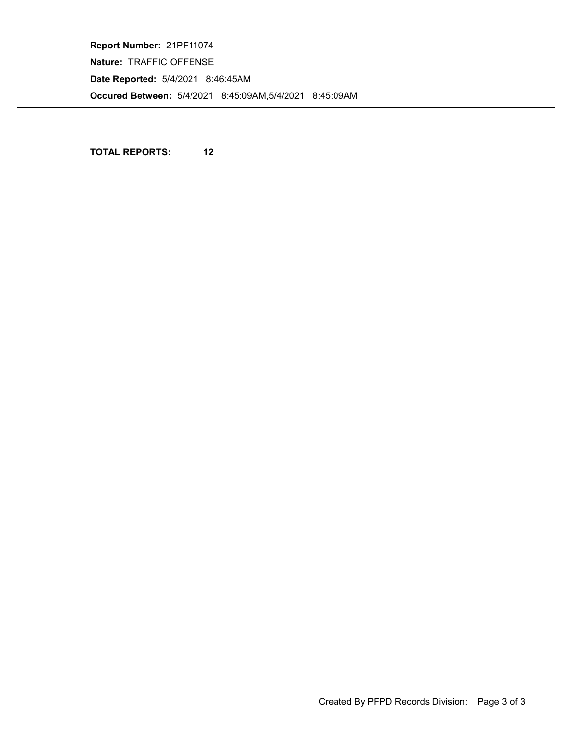**Report Number:** 21PF11074

**Nature:** TRAFFIC OFFENSE

**Date Reported:** 5/4/2021 8:46:45AM

**Occured Between:** 5/4/2021 8:45:09AM,5/4/2021 8:45:09AM

---

**TOTAL REPORTS:** **12**